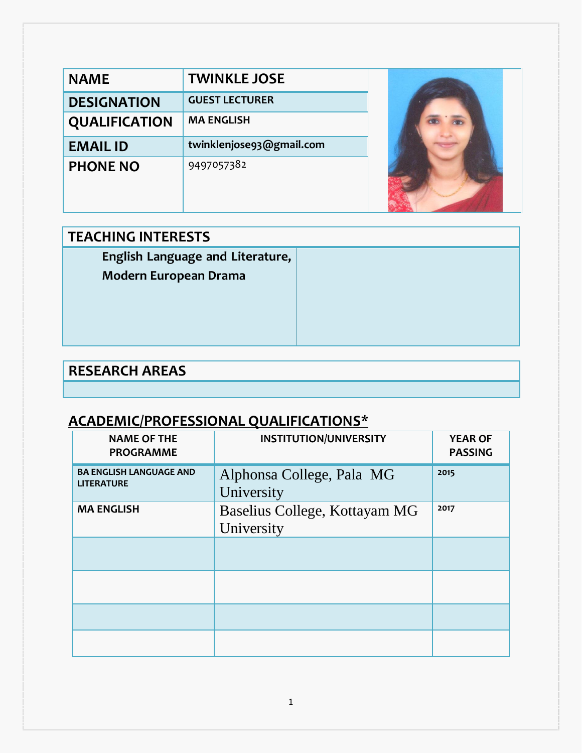| NAME | TWINKLE JOSE |
| --- | --- |
| DESIGNATION | GUEST LECTURER |
| QUALIFICATION | MA ENGLISH |
| EMAIL ID | twinklenjose93@gmail.com |
| PHONE NO | 9497057382 |

## TEACHING INTERESTS

**English Language and Literature, Modern European Drama**

## RESEARCH AREAS

## ACADEMIC/PROFESSIONAL QUALIFICATIONS*

| NAME OF THE PROGRAMME | INSTITUTION/UNIVERSITY | YEAR OF PASSING |
| --- | --- | --- |
| BA ENGLISH LANGUAGE AND LITERATURE | Alphonsa College, Pala MG University | 2015 |
| MA ENGLISH | Baselius College, Kottayam MG University | 2017 |
| | | |
| | | |
| | | |
| | | |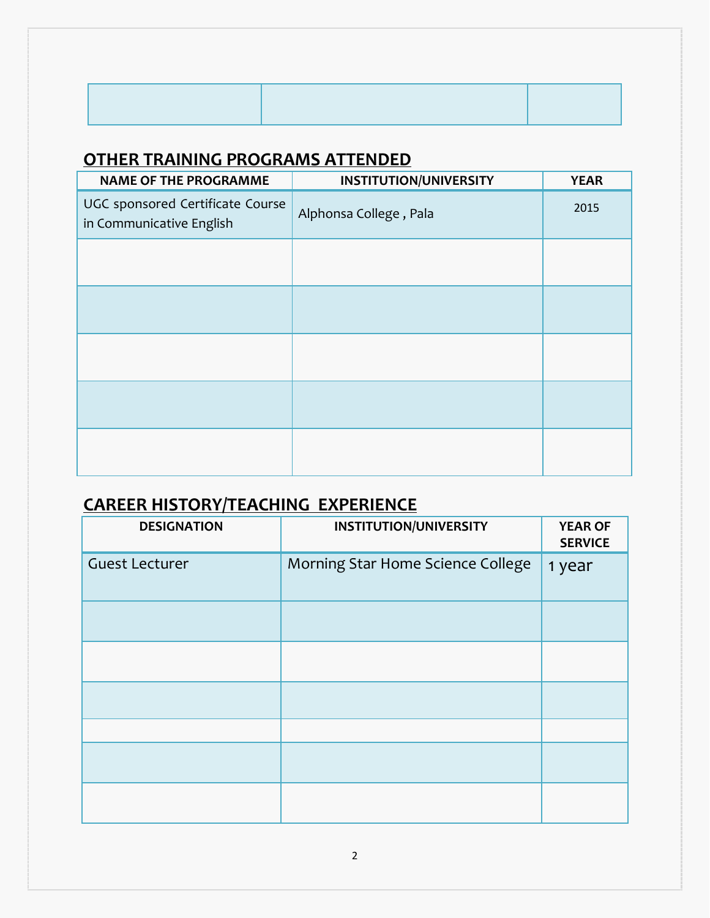| | | |
|---|---|---|
| | | |

## OTHER TRAINING PROGRAMS ATTENDED

| NAME OF THE PROGRAMME | INSTITUTION/UNIVERSITY | YEAR |
|---|---|---|
| UGC sponsored Certificate Course in Communicative English | Alphonsa College , Pala | 2015 |
| | | |
| | | |
| | | |
| | | |
| | | |

## CAREER HISTORY/TEACHING EXPERIENCE

| DESIGNATION | INSTITUTION/UNIVERSITY | YEAR OF SERVICE |
|---|---|---|
| Guest Lecturer | Morning Star Home Science College | 1 year |
| | | |
| | | |
| | | |
| | | |
| | | |
| | | |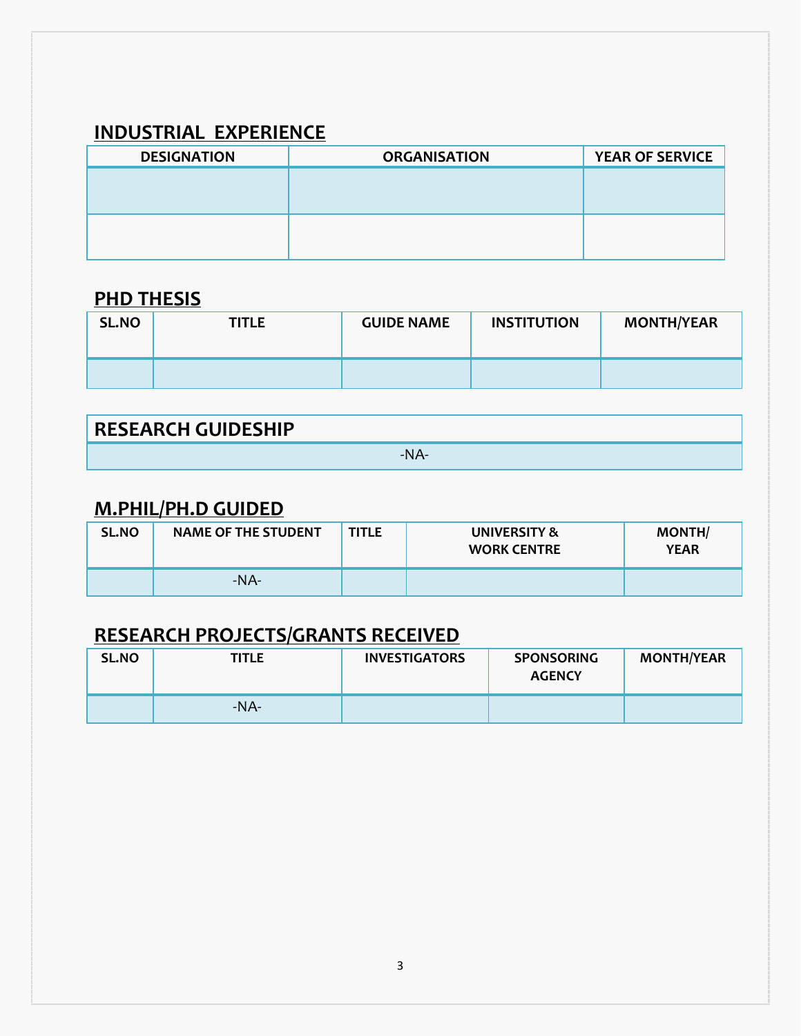## INDUSTRIAL EXPERIENCE

| DESIGNATION | ORGANISATION | YEAR OF SERVICE |
| --- | --- | --- |
| | | |
| | | |

## PHD THESIS

| SL.NO | TITLE | GUIDE NAME | INSTITUTION | MONTH/YEAR |
| --- | --- | --- | --- | --- |
| | | | | |

| RESEARCH GUIDESHIP |
| --- |
| -NA- |

## M.PHIL/PH.D GUIDED

| SL.NO | NAME OF THE STUDENT | TITLE | UNIVERSITY & WORK CENTRE | MONTH/ YEAR |
| --- | --- | --- | --- | --- |
| | -NA- | | | |

## RESEARCH PROJECTS/GRANTS RECEIVED

| SL.NO | TITLE | INVESTIGATORS | SPONSORING AGENCY | MONTH/YEAR |
| --- | --- | --- | --- | --- |
| | -NA- | | | |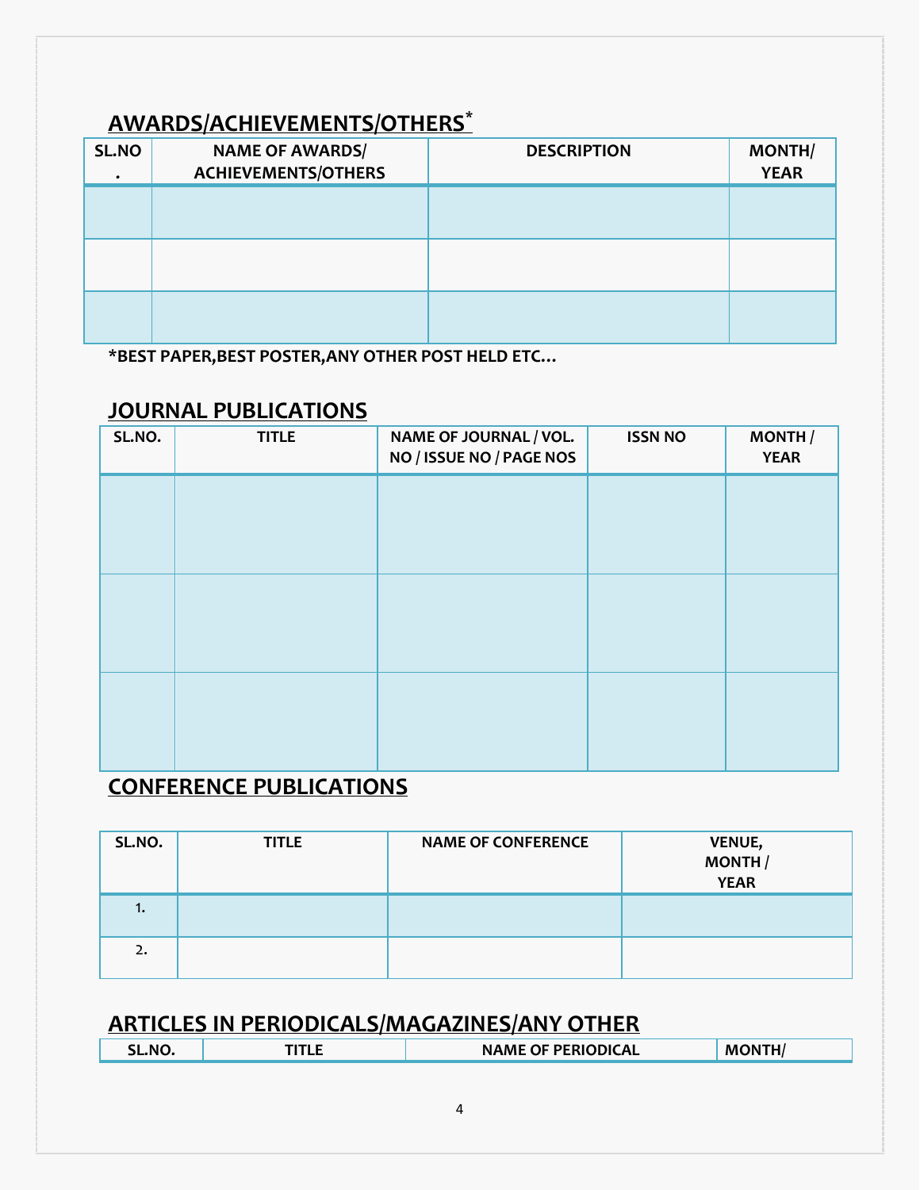## AWARDS/ACHIEVEMENTS/OTHERS*

| SL.NO. | NAME OF AWARDS/ ACHIEVEMENTS/OTHERS | DESCRIPTION | MONTH/ YEAR |
|---|---|---|---|
| | | | |
| | | | |
| | | | |

**\*BEST PAPER,BEST POSTER,ANY OTHER POST HELD ETC…**

## JOURNAL PUBLICATIONS

| SL.NO. | TITLE | NAME OF JOURNAL / VOL. NO / ISSUE NO / PAGE NOS | ISSN NO | MONTH / YEAR |
|---|---|---|---|---|
| | | | | |
| | | | | |
| | | | | |

## CONFERENCE PUBLICATIONS

| SL.NO. | TITLE | NAME OF CONFERENCE | VENUE, MONTH / YEAR |
|---|---|---|---|
| 1. | | | |
| 2. | | | |

## ARTICLES IN PERIODICALS/MAGAZINES/ANY OTHER

| SL.NO. | TITLE | NAME OF PERIODICAL | MONTH/ |
|---|---|---|---|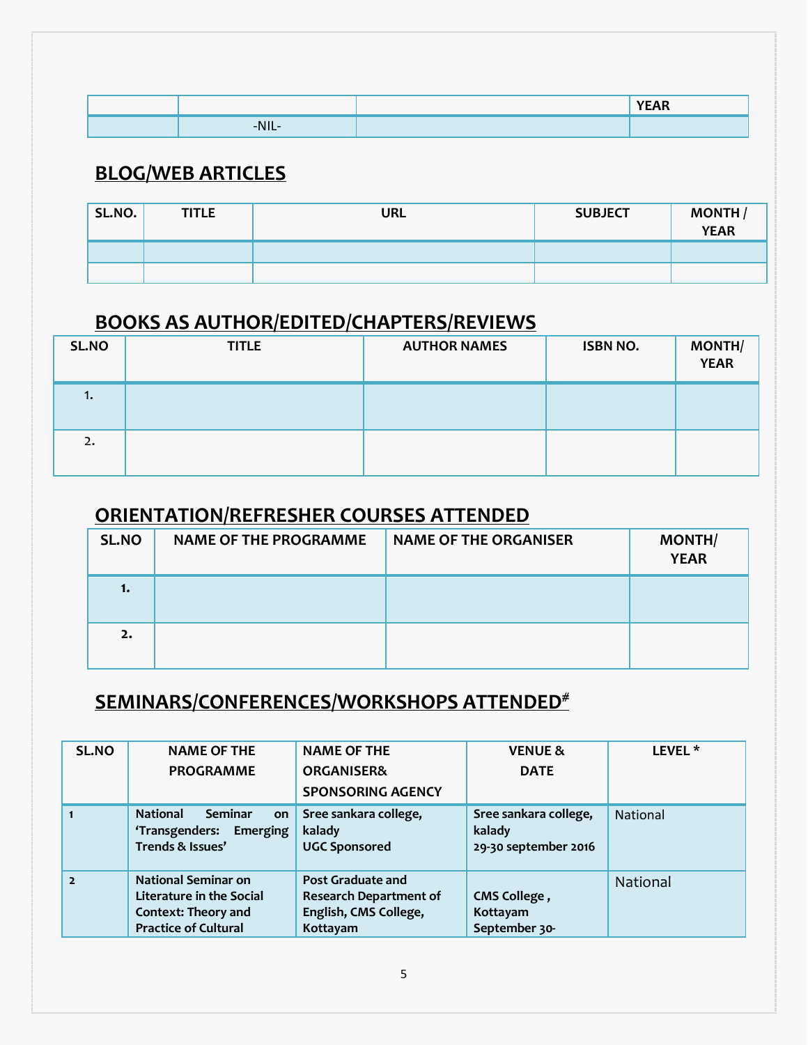| | | | YEAR |
|---|---|---|---|
| | -NIL- | | |

## BLOG/WEB ARTICLES

| SL.NO. | TITLE | URL | SUBJECT | MONTH / YEAR |
|---|---|---|---|---|
| | | | | |
| | | | | |

## BOOKS AS AUTHOR/EDITED/CHAPTERS/REVIEWS

| SL.NO | TITLE | AUTHOR NAMES | ISBN NO. | MONTH/ YEAR |
|---|---|---|---|---|
| 1. | | | | |
| 2. | | | | |

## ORIENTATION/REFRESHER COURSES ATTENDED

| SL.NO | NAME OF THE PROGRAMME | NAME OF THE ORGANISER | MONTH/ YEAR |
|---|---|---|---|
| **1.** | | | |
| **2.** | | | |

## SEMINARS/CONFERENCES/WORKSHOPS ATTENDED#

| SL.NO | NAME OF THE PROGRAMME | NAME OF THE ORGANISER& SPONSORING AGENCY | VENUE & DATE | LEVEL * |
|---|---|---|---|---|
| 1 | **National Seminar on 'Transgenders: Emerging Trends & Issues'** | **Sree sankara college, kalady UGC Sponsored** | **Sree sankara college, kalady 29-30 september 2016** | National |
| 2 | **National Seminar on Literature in the Social Context: Theory and Practice of Cultural** | **Post Graduate and Research Department of English, CMS College, Kottayam** | **CMS College , Kottayam September 30-** | National |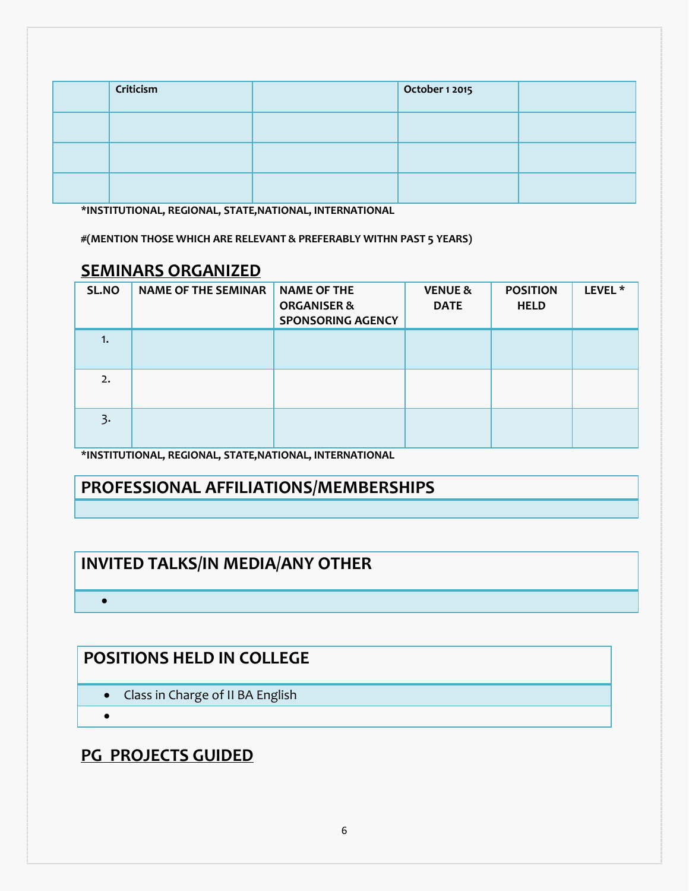|  | Criticism |  | October 1 2015 |  |
|---|---|---|---|---|
|  |  |  |  |  |
|  |  |  |  |  |
|  |  |  |  |  |

**\*INSTITUTIONAL, REGIONAL, STATE,NATIONAL, INTERNATIONAL**

**#(MENTION THOSE WHICH ARE RELEVANT & PREFERABLY WITHN PAST 5 YEARS)**

## SEMINARS ORGANIZED

| SL.NO | NAME OF THE SEMINAR | NAME OF THE ORGANISER & SPONSORING AGENCY | VENUE & DATE | POSITION HELD | LEVEL * |
|---|---|---|---|---|---|
| 1. |  |  |  |  |  |
| 2. |  |  |  |  |  |
| 3. |  |  |  |  |  |

**\*INSTITUTIONAL, REGIONAL, STATE,NATIONAL, INTERNATIONAL**

## PROFESSIONAL AFFILIATIONS/MEMBERSHIPS

## INVITED TALKS/IN MEDIA/ANY OTHER

- 

## POSITIONS HELD IN COLLEGE

- Class in Charge of II BA English
- 

## PG PROJECTS GUIDED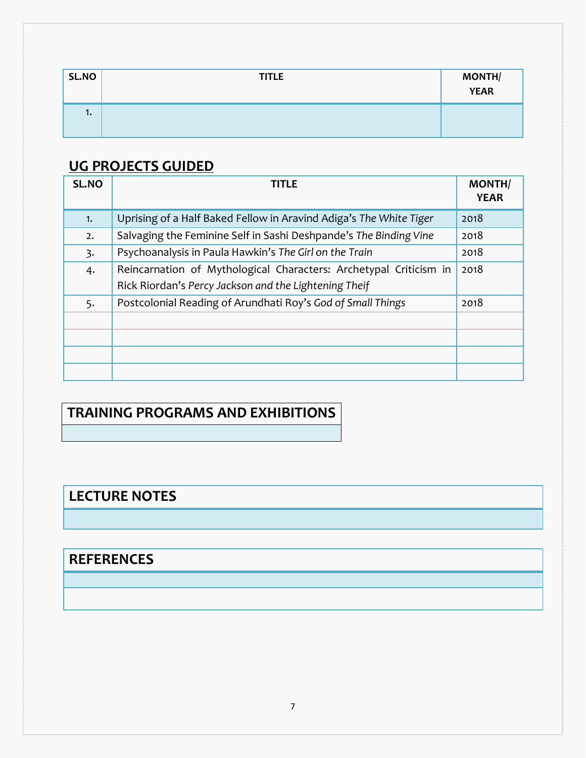| SL.NO | TITLE | MONTH/ YEAR |
|---|---|---|
| 1. | | |

## UG PROJECTS GUIDED

| SL.NO | TITLE | MONTH/ YEAR |
|---|---|---|
| 1. | Uprising of a Half Baked Fellow in Aravind Adiga's *The White Tiger* | 2018 |
| 2. | Salvaging the Feminine Self in Sashi Deshpande's *The Binding Vine* | 2018 |
| 3. | Psychoanalysis in Paula Hawkin's *The Girl on the Train* | 2018 |
| 4. | Reincarnation of Mythological Characters: Archetypal Criticism in Rick Riordan's *Percy Jackson and the Lightening Theif* | 2018 |
| 5. | Postcolonial Reading of Arundhati Roy's *God of Small Things* | 2018 |
| | | |
| | | |
| | | |
| | | |

## TRAINING PROGRAMS AND EXHIBITIONS

## LECTURE NOTES

## REFERENCES